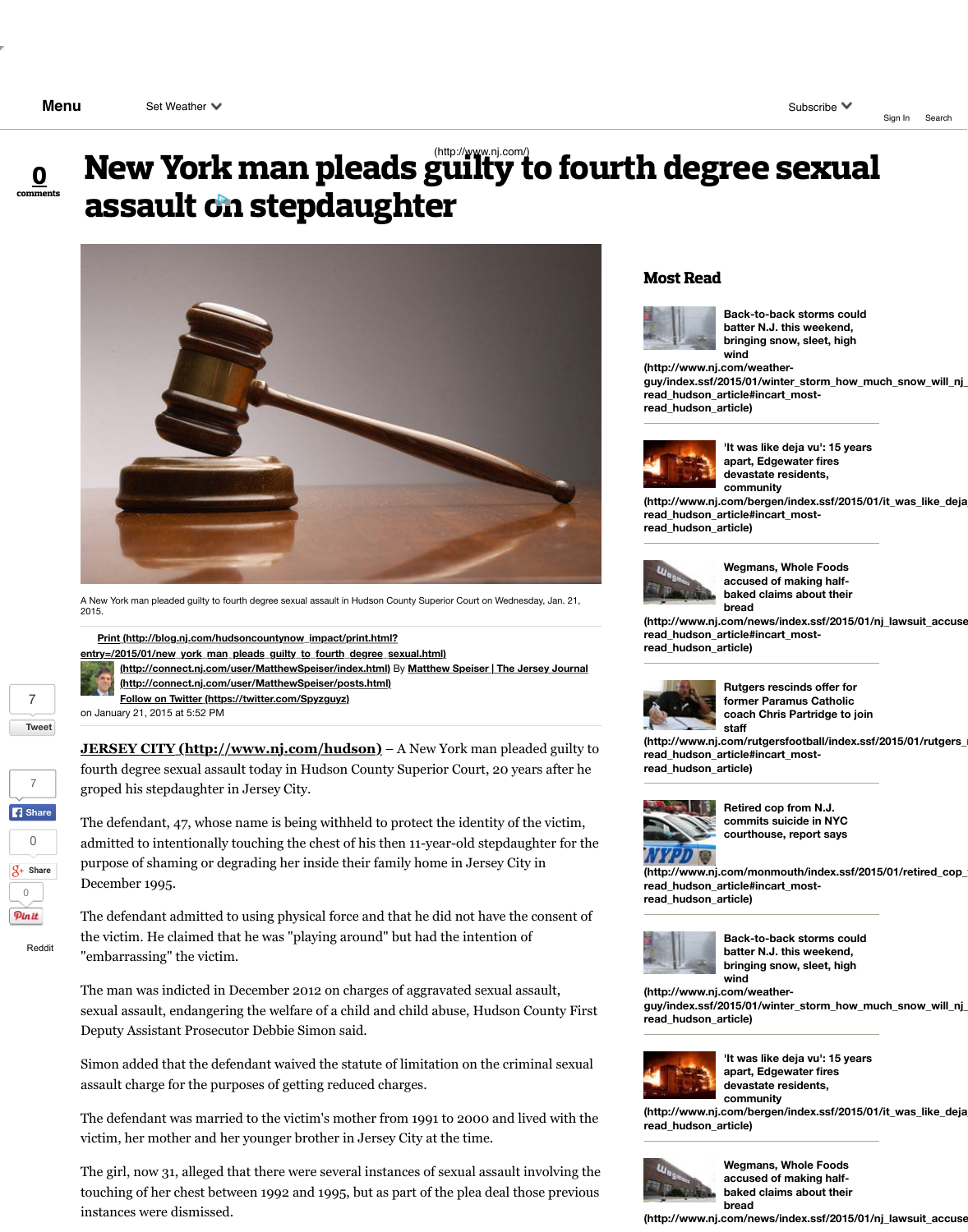Menu Set Weather Subscribe Sign In Search

(http://www.nj.com/)

0 comments

# New York man pleads guilty to fourth degree sexual assault on stepdaughter

A New York man pleaded guilty to fourth degree sexual assault in Hudson County Superior Court on Wednesday, Jan. 21, 2015.

Print (http://blog.nj.com/hudsoncountynow_impact/print.html?entry=/2015/01/new_york_man_pleads_guilty_to_fourth_degree_sexual.html)

(http://connect.nj.com/user/MatthewSpeiser/index.html) By Matthew Speiser | The Jersey Journal (http://connect.nj.com/user/MatthewSpeiser/posts.html)

Follow on Twitter (https://twitter.com/Spyzguyz)

on January 21, 2015 at 5:52 PM

**JERSEY CITY (http://www.nj.com/hudson)** – A New York man pleaded guilty to fourth degree sexual assault today in Hudson County Superior Court, 20 years after he groped his stepdaughter in Jersey City.

The defendant, 47, whose name is being withheld to protect the identity of the victim, admitted to intentionally touching the chest of his then 11-year-old stepdaughter for the purpose of shaming or degrading her inside their family home in Jersey City in December 1995.

The defendant admitted to using physical force and that he did not have the consent of the victim. He claimed that he was "playing around" but had the intention of "embarrassing" the victim.

The man was indicted in December 2012 on charges of aggravated sexual assault, sexual assault, endangering the welfare of a child and child abuse, Hudson County First Deputy Assistant Prosecutor Debbie Simon said.

Simon added that the defendant waived the statute of limitation on the criminal sexual assault charge for the purposes of getting reduced charges.

The defendant was married to the victim's mother from 1991 to 2000 and lived with the victim, her mother and her younger brother in Jersey City at the time.

The girl, now 31, alleged that there were several instances of sexual assault involving the touching of her chest between 1992 and 1995, but as part of the plea deal those previous instances were dismissed.

7 Tweet | 7 Share | 0 Share | 0 Pin it | Reddit

## Most Read

- Back-to-back storms could batter N.J. this weekend, bringing snow, sleet, high wind (http://www.nj.com/weather-guy/index.ssf/2015/01/winter_storm_how_much_snow_will_nj_read_hudson_article#incart_most-read_hudson_article)
- 'It was like deja vu': 15 years apart, Edgewater fires devastate residents, community (http://www.nj.com/bergen/index.ssf/2015/01/it_was_like_deja_read_hudson_article#incart_most-read_hudson_article)
- Wegmans, Whole Foods accused of making half-baked claims about their bread (http://www.nj.com/news/index.ssf/2015/01/nj_lawsuit_accuse_read_hudson_article#incart_most-read_hudson_article)
- Rutgers rescinds offer for former Paramus Catholic coach Chris Partridge to join staff (http://www.nj.com/rutgersfootball/index.ssf/2015/01/rutgers_read_hudson_article#incart_most-read_hudson_article)
- Retired cop from N.J. commits suicide in NYC courthouse, report says (http://www.nj.com/monmouth/index.ssf/2015/01/retired_cop_read_hudson_article#incart_most-read_hudson_article)
- Back-to-back storms could batter N.J. this weekend, bringing snow, sleet, high wind (http://www.nj.com/weather-guy/index.ssf/2015/01/winter_storm_how_much_snow_will_nj_read_hudson_article)
- 'It was like deja vu': 15 years apart, Edgewater fires devastate residents, community (http://www.nj.com/bergen/index.ssf/2015/01/it_was_like_deja_read_hudson_article)
- Wegmans, Whole Foods accused of making half-baked claims about their bread (http://www.nj.com/news/index.ssf/2015/01/nj_lawsuit_accuse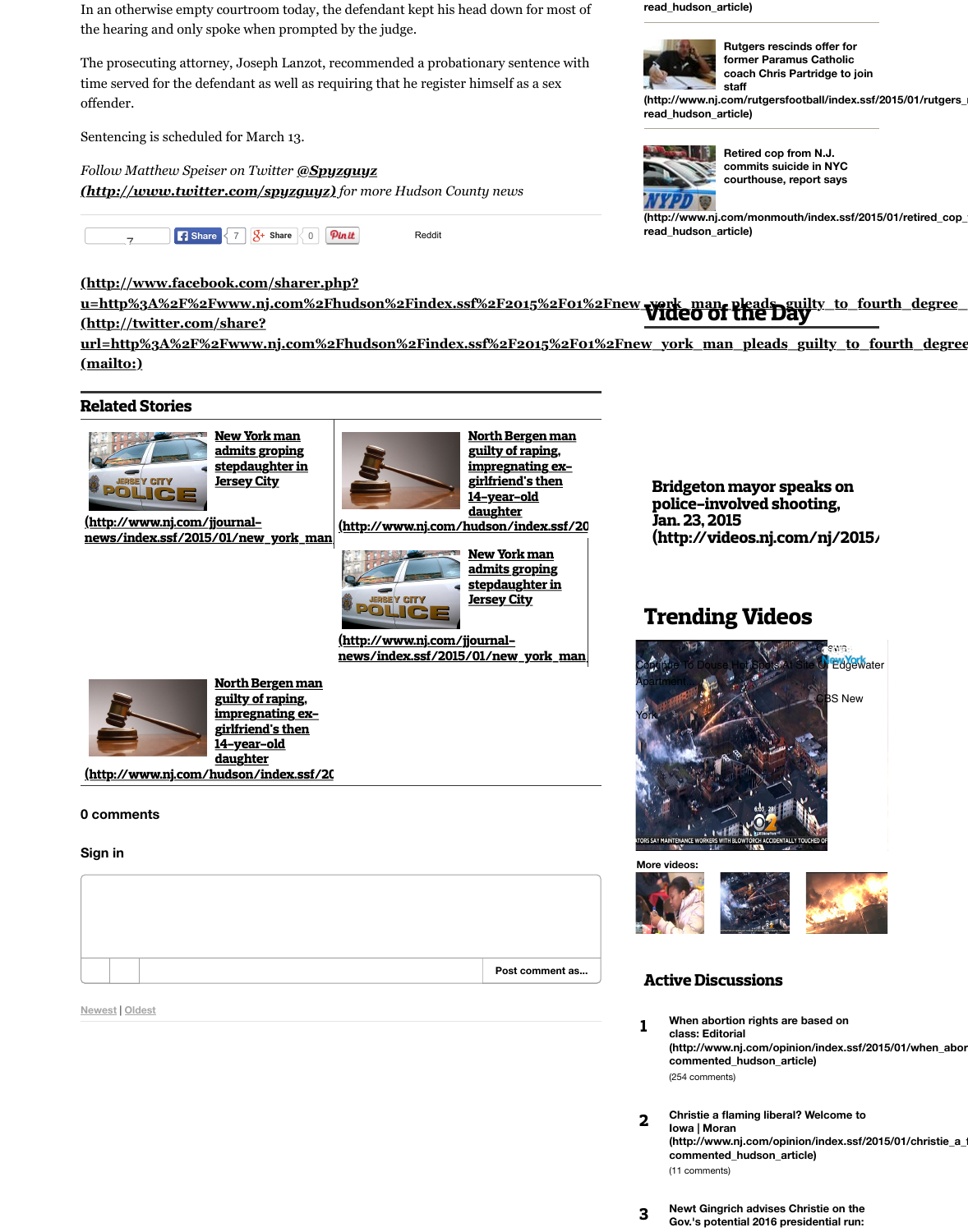In an otherwise empty courtroom today, the defendant kept his head down for most of the hearing and only spoke when prompted by the judge.

The prosecuting attorney, Joseph Lanzot, recommended a probationary sentence with time served for the defendant as well as requiring that he register himself as a sex offender.

Sentencing is scheduled for March 13.

*Follow Matthew Speiser on Twitter **@Spyzguyz** **(http://www.twitter.com/spyzguyz)** for more Hudson County news*

7 | Share 7 | Share 0 | Pin it | Reddit

**(http://www.facebook.com/sharer.php?u=http%3A%2F%2Fwww.nj.com%2Fhudson%2Findex.ssf%2F2015%2F01%2Fnew_york_man_pleads_guilty_to_fourth_degree_**
**(http://twitter.com/share?url=http%3A%2F%2Fwww.nj.com%2Fhudson%2Findex.ssf%2F2015%2F01%2Fnew_york_man_pleads_guilty_to_fourth_degree**
**(mailto:)**

## Related Stories

**New York man admits groping stepdaughter in Jersey City**
**(http://www.nj.com/jjournal-news/index.ssf/2015/01/new_york_man**

**North Bergen man guilty of raping, impregnating ex-girlfriend's then 14-year-old daughter**
**(http://www.nj.com/hudson/index.ssf/20**

**New York man admits groping stepdaughter in Jersey City**
**(http://www.nj.com/jjournal-news/index.ssf/2015/01/new_york_man**

**North Bergen man guilty of raping, impregnating ex-girlfriend's then 14-year-old daughter**
**(http://www.nj.com/hudson/index.ssf/20**

**0 comments**

**Sign in**

Post comment as...

Newest | Oldest

read_hudson_article)

**Rutgers rescinds offer for former Paramus Catholic coach Chris Partridge to join staff**
**(http://www.nj.com/rutgersfootball/index.ssf/2015/01/rutgers_ read_hudson_article)**

**Retired cop from N.J. commits suicide in NYC courthouse, report says**
**(http://www.nj.com/monmouth/index.ssf/2015/01/retired_cop_ read_hudson_article)**

## Video of the Day

**Bridgeton mayor speaks on police-involved shooting, Jan. 23, 2015**
**(http://videos.nj.com/nj/2015/**

## Trending Videos

Continue To Douse Hot Spots At Site Of Edgewater Apartment... CBS New York

More videos:

## Active Discussions

1. **When abortion rights are based on class: Editorial (http://www.nj.com/opinion/index.ssf/2015/01/when_abor commented_hudson_article)**
(254 comments)

2. **Christie a flaming liberal? Welcome to Iowa | Moran (http://www.nj.com/opinion/index.ssf/2015/01/christie_a_f commented_hudson_article)**
(11 comments)

3. **Newt Gingrich advises Christie on the Gov.'s potential 2016 presidential run:**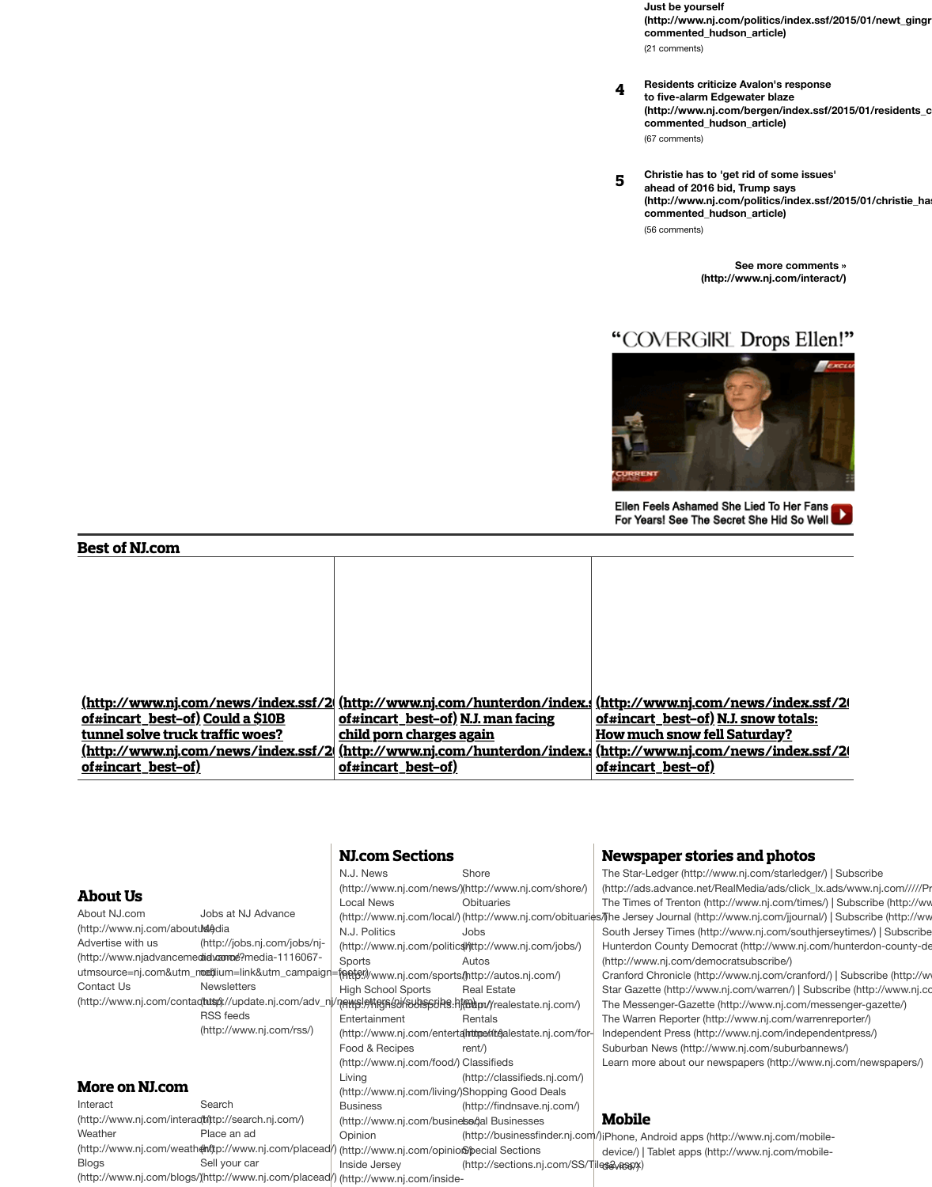Just be yourself (http://www.nj.com/politics/index.ssf/2015/01/newt_gingr commented_hudson_article)

(21 comments)

4 Residents criticize Avalon's response to five-alarm Edgewater blaze (http://www.nj.com/bergen/index.ssf/2015/01/residents_c commented_hudson_article)

(67 comments)

5 Christie has to 'get rid of some issues' ahead of 2016 bid, Trump says (http://www.nj.com/politics/index.ssf/2015/01/christie_ha commented_hudson_article)

(56 comments)

See more comments » (http://www.nj.com/interact/)

"COVERGIRL Drops Ellen!"

Ellen Feels Ashamed She Lied To Her Fans For Years! See The Secret She Hid So Well

## Best of NJ.com

| | | |
|---|---|---|
| (http://www.nj.com/news/index.ssf/2 of#incart_best-of) Could a $10B tunnel solve truck traffic woes? (http://www.nj.com/news/index.ssf/2 of#incart_best-of) | (http://www.nj.com/hunterdon/index.s of#incart_best-of) N.J. man facing child porn charges again (http://www.nj.com/hunterdon/index.s of#incart_best-of) | (http://www.nj.com/news/index.ssf/2 of#incart_best-of) N.J. snow totals: How much snow fell Saturday? (http://www.nj.com/news/index.ssf/2 of#incart_best-of) |

## About Us

- About NJ.com (http://www.nj.com/aboutus/)
- Advertise with us (http://www.njadvancemedia.com/?media-1116067-utmsource=nj.com&utm_medium=link&utm_campaign=footer)
- Contact Us (http://www.nj.com/contactus/)
- Jobs at NJ Advance Media (http://jobs.nj.com/jobs/nj-advance-)
- Newsletters (http://update.nj.com/adv_nj/newsletters/nj/subscribe.html)
- RSS feeds (http://www.nj.com/rss/)

## More on NJ.com

- Interact (http://www.nj.com/interact/)
- Weather (http://www.nj.com/weather/)
- Blogs (http://www.nj.com/blogs/)
- Search (http://search.nj.com/)
- Place an ad (http://www.nj.com/placead/)
- Sell your car (http://www.nj.com/placead/)

## NJ.com Sections

- N.J. News (http://www.nj.com/news/)
- Local News (http://www.nj.com/local/)
- N.J. Politics (http://www.nj.com/politics/)
- Sports (http://www.nj.com/sports/)
- High School Sports (http://highschoolsports.nj.com/)
- Entertainment (http://www.nj.com/entertainment/)
- Food & Recipes (http://www.nj.com/food/)
- Living (http://www.nj.com/living/)
- Business (http://www.nj.com/business/)
- Opinion (http://www.nj.com/opinion/)
- Inside Jersey (http://www.nj.com/inside-
- Shore (http://www.nj.com/shore/)
- Obituaries (http://www.nj.com/obituaries/)
- Jobs (http://www.nj.com/jobs/)
- Autos (http://autos.nj.com/)
- Real Estate (http://realestate.nj.com/)
- Rentals (http://realestate.nj.com/for-rent/)
- Classifieds (http://classifieds.nj.com/)
- Shopping Good Deals (http://findnsave.nj.com/)
- Local Businesses (http://businessfinder.nj.com/)
- Special Sections (http://sections.nj.com/SS/Tiles2.aspx)

## Newspaper stories and photos

The Star-Ledger (http://www.nj.com/starledger/) | Subscribe (http://ads.advance.net/RealMedia/ads/click_lx.ads/www.nj.com/////Pr
The Times of Trenton (http://www.nj.com/times/) | Subscribe (http://ww
The Jersey Journal (http://www.nj.com/jjournal/) | Subscribe (http://ww
South Jersey Times (http://www.nj.com/southjerseytimes/) | Subscribe
Hunterdon County Democrat (http://www.nj.com/hunterdon-county-de (http://www.nj.com/democratsubscribe/)
Cranford Chronicle (http://www.nj.com/cranford/) | Subscribe (http://w
Star Gazette (http://www.nj.com/warren/) | Subscribe (http://www.nj.co
The Messenger-Gazette (http://www.nj.com/messenger-gazette/)
The Warren Reporter (http://www.nj.com/warrenreporter/)
Independent Press (http://www.nj.com/independentpress/)
Suburban News (http://www.nj.com/suburbannews/)
Learn more about our newspapers (http://www.nj.com/newspapers/)

## Mobile

iPhone, Android apps (http://www.nj.com/mobile-device/) | Tablet apps (http://www.nj.com/mobile-device/)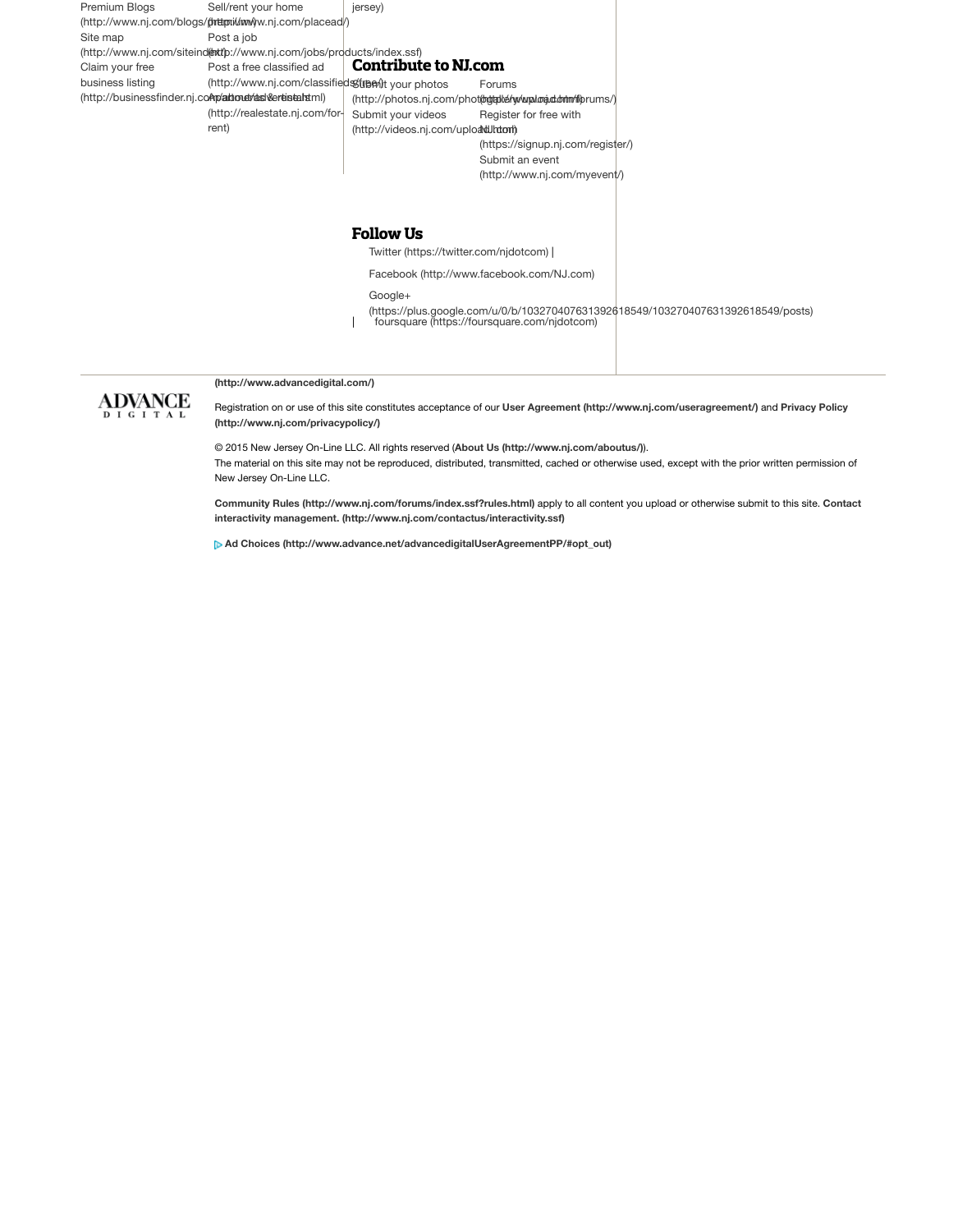Premium Blogs (http://www.nj.com/blogs/premium/)

Site map (http://www.nj.com/siteindex/)

Claim your free business listing (http://businessfinder.nj.com/about/advertise.html)

Sell/rent your home (http://www.nj.com/placead/)

Post a job (http://www.nj.com/jobs/products/index.ssf)

Post a free classified ad (http://www.nj.com/classifieds/free/)

Apartments & rentals (http://realestate.nj.com/for-rent)

jersey)

## Contribute to NJ.com

Submit your photos (http://photos.nj.com/photogallery/upload.html)

Submit your videos (http://videos.nj.com/upload.html)

Forums (http://www.nj.com/forums/)

Register for free with NJ.com (https://signup.nj.com/register/)

Submit an event (http://www.nj.com/myevent/)

## Follow Us

Twitter (https://twitter.com/njdotcom) |

Facebook (http://www.facebook.com/NJ.com)

Google+ (https://plus.google.com/u/0/b/103270407631392618549/103270407631392618549/posts)

| foursquare (https://foursquare.com/njdotcom)

ADVANCE DIGITAL

(http://www.advancedigital.com/)

Registration on or use of this site constitutes acceptance of our **User Agreement (http://www.nj.com/useragreement/)** and **Privacy Policy (http://www.nj.com/privacypolicy/)**

© 2015 New Jersey On-Line LLC. All rights reserved (**About Us (http://www.nj.com/aboutus/)**).
The material on this site may not be reproduced, distributed, transmitted, cached or otherwise used, except with the prior written permission of New Jersey On-Line LLC.

**Community Rules (http://www.nj.com/forums/index.ssf?rules.html)** apply to all content you upload or otherwise submit to this site. **Contact interactivity management. (http://www.nj.com/contactus/interactivity.ssf)**

**Ad Choices (http://www.advance.net/advancedigitalUserAgreementPP/#opt_out)**